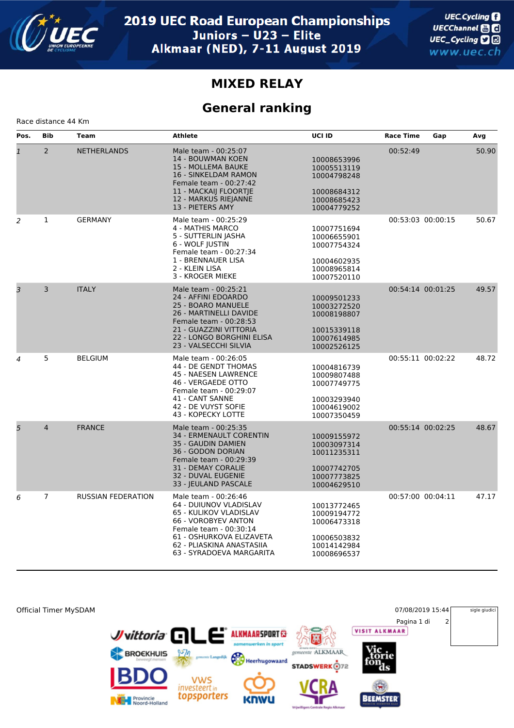# 2019 UEC Road European Championships

## Juniors – U23 – Elite

## Alkmaar (NED), 7-11 August 2019

UEC.Cycling
UECChannel
UEC_Cycling
www.uec.ch

# MIXED RELAY

## General ranking

Race distance 44 Km

| Pos. | Bib | Team | Athlete | UCI ID | Race Time | Gap | Avg |
|---|---|---|---|---|---|---|---|
| 1 | 2 | NETHERLANDS | Male team - 00:25:07<br>14 - BOUWMAN KOEN<br>15 - MOLLEMA BAUKE<br>16 - SINKELDAM RAMON<br>Female team - 00:27:42<br>11 - MACKAIJ FLOORTJE<br>12 - MARKUS RIEJANNE<br>13 - PIETERS AMY | <br>10008653996<br>10005513119<br>10004798248<br><br>10008684312<br>10008685423<br>10004779252 | 00:52:49 | | 50.90 |
| 2 | 1 | GERMANY | Male team - 00:25:29<br>4 - MATHIS MARCO<br>5 - SUTTERLIN JASHA<br>6 - WOLF JUSTIN<br>Female team - 00:27:34<br>1 - BRENNAUER LISA<br>2 - KLEIN LISA<br>3 - KROGER MIEKE | <br>10007751694<br>10006655901<br>10007754324<br><br>10004602935<br>10008965814<br>10007520110 | 00:53:03 | 00:00:15 | 50.67 |
| 3 | 3 | ITALY | Male team - 00:25:21<br>24 - AFFINI EDOARDO<br>25 - BOARO MANUELE<br>26 - MARTINELLI DAVIDE<br>Female team - 00:28:53<br>21 - GUAZZINI VITTORIA<br>22 - LONGO BORGHINI ELISA<br>23 - VALSECCHI SILVIA | <br>10009501233<br>10003272520<br>10008198807<br><br>10015339118<br>10007614985<br>10002526125 | 00:54:14 | 00:01:25 | 49.57 |
| 4 | 5 | BELGIUM | Male team - 00:26:05<br>44 - DE GENDT THOMAS<br>45 - NAESEN LAWRENCE<br>46 - VERGAEDE OTTO<br>Female team - 00:29:07<br>41 - CANT SANNE<br>42 - DE VUYST SOFIE<br>43 - KOPECKY LOTTE | <br>10004816739<br>10009807488<br>10007749775<br><br>10003293940<br>10004619002<br>10007350459 | 00:55:11 | 00:02:22 | 48.72 |
| 5 | 4 | FRANCE | Male team - 00:25:35<br>34 - ERMENAULT CORENTIN<br>35 - GAUDIN DAMIEN<br>36 - GODON DORIAN<br>Female team - 00:29:39<br>31 - DEMAY CORALIE<br>32 - DUVAL EUGENIE<br>33 - JEULAND PASCALE | <br>10009155972<br>10003097314<br>10011235311<br><br>10007742705<br>10007773825<br>10004629510 | 00:55:14 | 00:02:25 | 48.67 |
| 6 | 7 | RUSSIAN FEDERATION | Male team - 00:26:46<br>64 - DUIUNOV VLADISLAV<br>65 - KULIKOV VLADISLAV<br>66 - VOROBYEV ANTON<br>Female team - 00:30:14<br>61 - OSHURKOVA ELIZAVETA<br>62 - PLIASKINA ANASTASIIA<br>63 - SYRADOEVA MARGARITA | <br>10013772465<br>10009194772<br>10006473318<br><br>10006503832<br>10014142984<br>10008696537 | 00:57:00 | 00:04:11 | 47.17 |

Official Timer MySDAM

07/08/2019 15:44

sigle giudici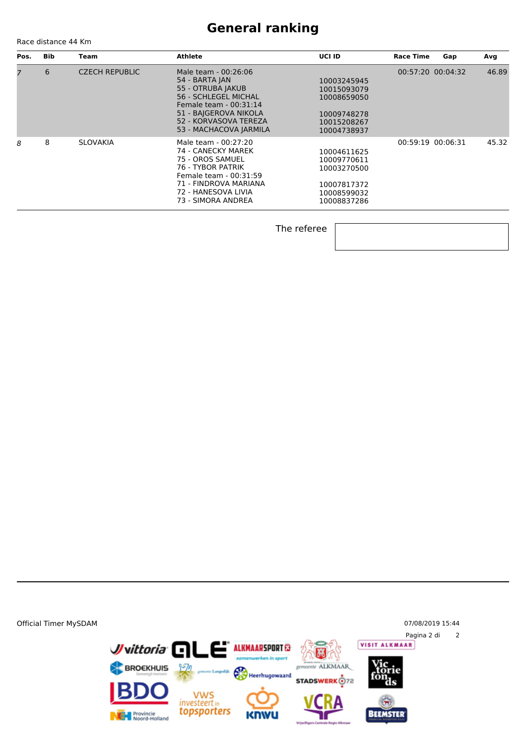# General ranking

Race distance 44 Km

| Pos. | Bib | Team | Athlete | UCI ID | Race Time | Gap | Avg |
|---|---|---|---|---|---|---|---|
| 7 | 6 | CZECH REPUBLIC | Male team - 00:26:06<br>54 - BARTA JAN<br>55 - OTRUBA JAKUB<br>56 - SCHLEGEL MICHAL<br>Female team - 00:31:14<br>51 - BAJGEROVA NIKOLA<br>52 - KORVASOVA TEREZA<br>53 - MACHACOVA JARMILA | <br>10003245945<br>10015093079<br>10008659050<br><br>10009748278<br>10015208267<br>10004738937 | 00:57:20 | 00:04:32 | 46.89 |
| 8 | 8 | SLOVAKIA | Male team - 00:27:20<br>74 - CANECKY MAREK<br>75 - OROS SAMUEL<br>76 - TYBOR PATRIK<br>Female team - 00:31:59<br>71 - FINDROVA MARIANA<br>72 - HANESOVA LIVIA<br>73 - SIMORA ANDREA | <br>10004611625<br>10009770611<br>10003270500<br><br>10007817372<br>10008599032<br>10008837286 | 00:59:19 | 00:06:31 | 45.32 |

The referee

Official Timer MySDAM

07/08/2019 15:44